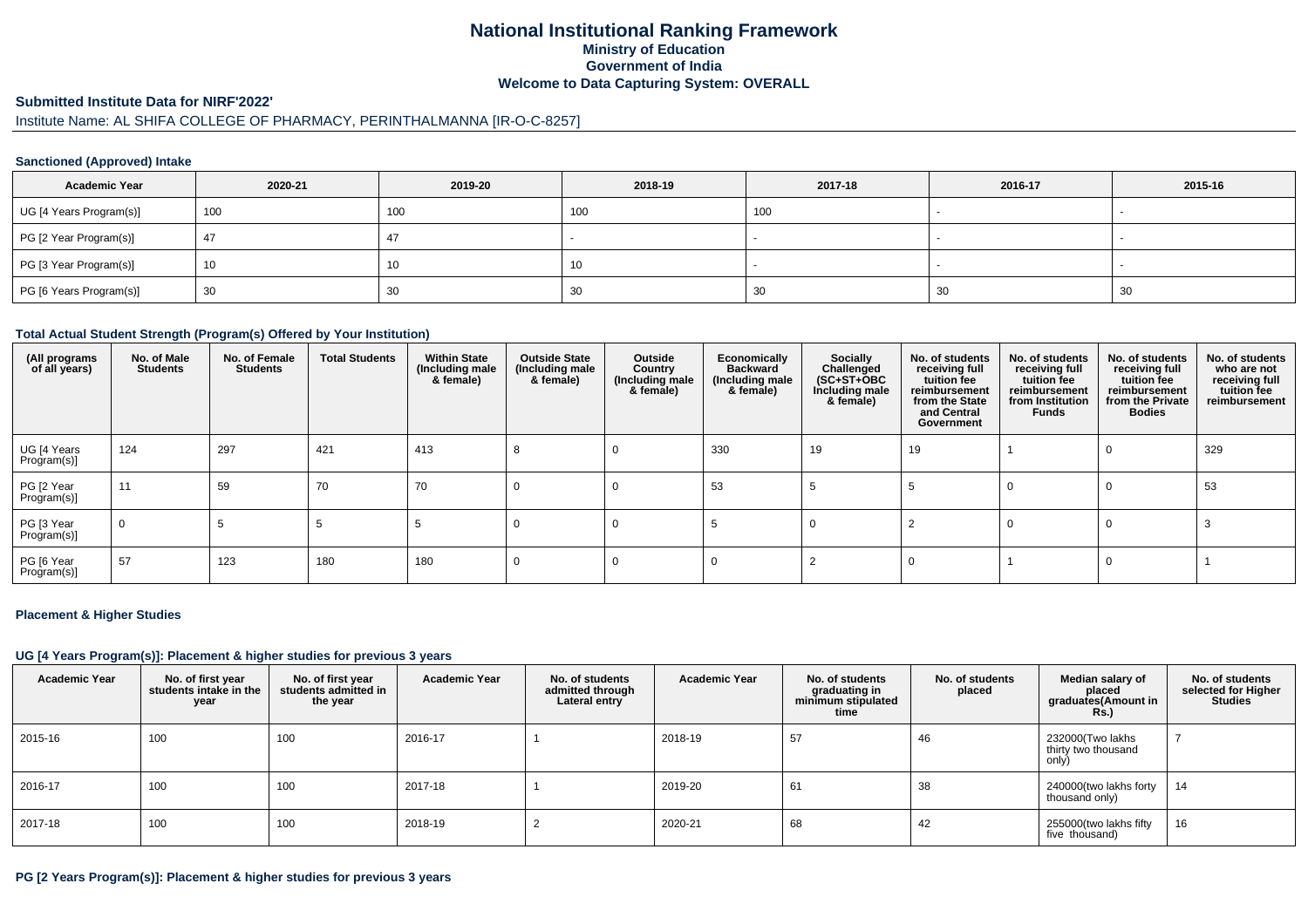# National Institutional Ranking Framework
## Ministry of Education
## Government of India
## Welcome to Data Capturing System: OVERALL

### Submitted Institute Data for NIRF'2022'

Institute Name: AL SHIFA COLLEGE OF PHARMACY, PERINTHALMANNA [IR-O-C-8257]

#### Sanctioned (Approved) Intake

| Academic Year | 2020-21 | 2019-20 | 2018-19 | 2017-18 | 2016-17 | 2015-16 |
|---|---|---|---|---|---|---|
| UG [4 Years Program(s)] | 100 | 100 | 100 | 100 | - | - |
| PG [2 Year Program(s)] | 47 | 47 | - | - | - | - |
| PG [3 Year Program(s)] | 10 | 10 | 10 | - | - | - |
| PG [6 Years Program(s)] | 30 | 30 | 30 | 30 | 30 | 30 |

#### Total Actual Student Strength (Program(s) Offered by Your Institution)

| (All programs of all years) | No. of Male Students | No. of Female Students | Total Students | Within State (Including male & female) | Outside State (Including male & female) | Outside Country (Including male & female) | Economically Backward (Including male & female) | Socially Challenged (SC+ST+OBC Including male & female) | No. of students receiving full tuition fee reimbursement from the State and Central Government | No. of students receiving full tuition fee reimbursement from Institution Funds | No. of students receiving full tuition fee reimbursement from the Private Bodies | No. of students who are not receiving full tuition fee reimbursement |
|---|---|---|---|---|---|---|---|---|---|---|---|---|
| UG [4 Years Program(s)] | 124 | 297 | 421 | 413 | 8 | 0 | 330 | 19 | 19 | 1 | 0 | 329 |
| PG [2 Year Program(s)] | 11 | 59 | 70 | 70 | 0 | 0 | 53 | 5 | 5 | 0 | 0 | 53 |
| PG [3 Year Program(s)] | 0 | 5 | 5 | 5 | 0 | 0 | 5 | 0 | 2 | 0 | 0 | 3 |
| PG [6 Year Program(s)] | 57 | 123 | 180 | 180 | 0 | 0 | 0 | 2 | 0 | 1 | 0 | 1 |

#### Placement & Higher Studies

#### UG [4 Years Program(s)]: Placement & higher studies for previous 3 years

| Academic Year | No. of first year students intake in the year | No. of first year students admitted in the year | Academic Year | No. of students admitted through Lateral entry | Academic Year | No. of students graduating in minimum stipulated time | No. of students placed | Median salary of placed graduates(Amount in Rs.) | No. of students selected for Higher Studies |
|---|---|---|---|---|---|---|---|---|---|
| 2015-16 | 100 | 100 | 2016-17 | 1 | 2018-19 | 57 | 46 | 232000(Two lakhs thirty two thousand only) | 7 |
| 2016-17 | 100 | 100 | 2017-18 | 1 | 2019-20 | 61 | 38 | 240000(two lakhs forty thousand only) | 14 |
| 2017-18 | 100 | 100 | 2018-19 | 2 | 2020-21 | 68 | 42 | 255000(two lakhs fifty five thousand) | 16 |

#### PG [2 Years Program(s)]: Placement & higher studies for previous 3 years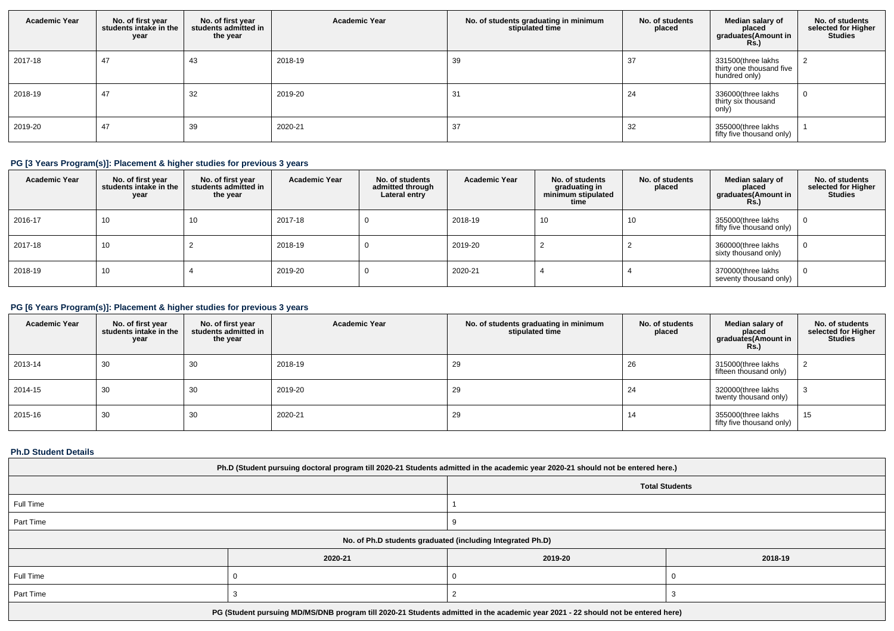| Academic Year | No. of first year students intake in the year | No. of first year students admitted in the year | Academic Year | No. of students graduating in minimum stipulated time | No. of students placed | Median salary of placed graduates(Amount in Rs.) | No. of students selected for Higher Studies |
|---|---|---|---|---|---|---|---|
| 2017-18 | 47 | 43 | 2018-19 | 39 | 37 | 331500(three lakhs thirty one thousand five hundred only) | 2 |
| 2018-19 | 47 | 32 | 2019-20 | 31 | 24 | 336000(three lakhs thirty six thousand only) | 0 |
| 2019-20 | 47 | 39 | 2020-21 | 37 | 32 | 355000(three lakhs fifty five thousand only) | 1 |

### PG [3 Years Program(s)]: Placement & higher studies for previous 3 years

| Academic Year | No. of first year students intake in the year | No. of first year students admitted in the year | Academic Year | No. of students admitted through Lateral entry | Academic Year | No. of students graduating in minimum stipulated time | No. of students placed | Median salary of placed graduates(Amount in Rs.) | No. of students selected for Higher Studies |
|---|---|---|---|---|---|---|---|---|---|
| 2016-17 | 10 | 10 | 2017-18 | 0 | 2018-19 | 10 | 10 | 355000(three lakhs fifty five thousand only) | 0 |
| 2017-18 | 10 | 2 | 2018-19 | 0 | 2019-20 | 2 | 2 | 360000(three lakhs sixty thousand only) | 0 |
| 2018-19 | 10 | 4 | 2019-20 | 0 | 2020-21 | 4 | 4 | 370000(three lakhs seventy thousand only) | 0 |

### PG [6 Years Program(s)]: Placement & higher studies for previous 3 years

| Academic Year | No. of first year students intake in the year | No. of first year students admitted in the year | Academic Year | No. of students graduating in minimum stipulated time | No. of students placed | Median salary of placed graduates(Amount in Rs.) | No. of students selected for Higher Studies |
|---|---|---|---|---|---|---|---|
| 2013-14 | 30 | 30 | 2018-19 | 29 | 26 | 315000(three lakhs fifteen thousand only) | 2 |
| 2014-15 | 30 | 30 | 2019-20 | 29 | 24 | 320000(three lakhs twenty thousand only) | 3 |
| 2015-16 | 30 | 30 | 2020-21 | 29 | 14 | 355000(three lakhs fifty five thousand only) | 15 |

### Ph.D Student Details

| Ph.D (Student pursuing doctoral program till 2020-21 Students admitted in the academic year 2020-21 should not be entered here.) | |
|---|---|
| | Total Students |
| Full Time | 1 |
| Part Time | 9 |

| No. of Ph.D students graduated (including Integrated Ph.D) | | | |
|---|---|---|---|
| | 2020-21 | 2019-20 | 2018-19 |
| Full Time | 0 | 0 | 0 |
| Part Time | 3 | 2 | 3 |

PG (Student pursuing MD/MS/DNB program till 2020-21 Students admitted in the academic year 2021 - 22 should not be entered here)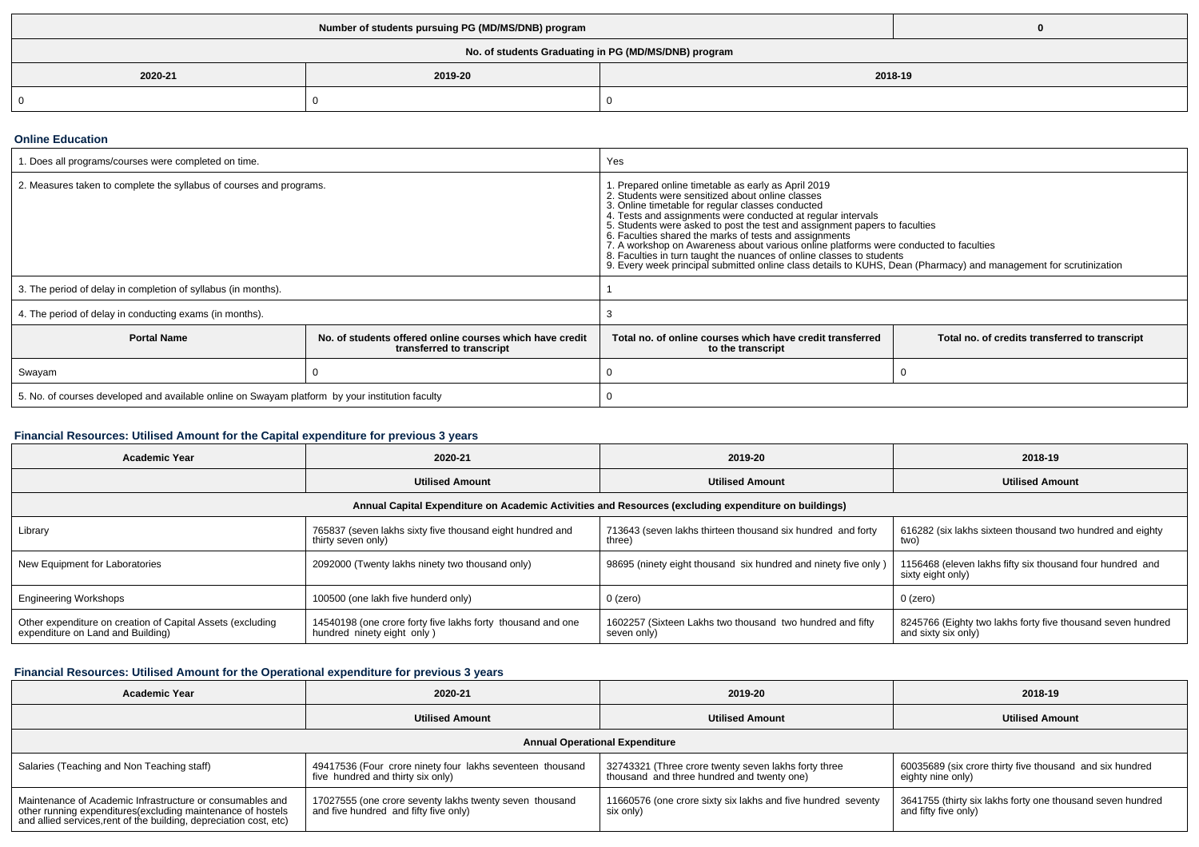| Number of students pursuing PG (MD/MS/DNB) program | | 0 |
|---|---|---|
| **No. of students Graduating in PG (MD/MS/DNB) program** | | |
| **2020-21** | **2019-20** | **2018-19** |
| 0 | 0 | 0 |

### Online Education

| | | | |
|---|---|---|---|
| 1. Does all programs/courses were completed on time. | | Yes | |
| 2. Measures taken to complete the syllabus of courses and programs. | | 1. Prepared online timetable as early as April 2019<br>2. Students were sensitized about online classes<br>3. Online timetable for regular classes conducted<br>4. Tests and assignments were conducted at regular intervals<br>5. Students were asked to post the test and assignment papers to faculties<br>6. Faculties shared the marks of tests and assignments<br>7. A workshop on Awareness about various online platforms were conducted to faculties<br>8. Faculties in turn taught the nuances of online classes to students<br>9. Every week principal submitted online class details to KUHS, Dean (Pharmacy) and management for scrutinization | |
| 3. The period of delay in completion of syllabus (in months). | | 1 | |
| 4. The period of delay in conducting exams (in months). | | 3 | |
| **Portal Name** | **No. of students offered online courses which have credit transferred to transcript** | **Total no. of online courses which have credit transferred to the transcript** | **Total no. of credits transferred to transcript** |
| Swayam | 0 | 0 | 0 |
| 5. No. of courses developed and available online on Swayam platform by your institution faculty | | 0 | |

### Financial Resources: Utilised Amount for the Capital expenditure for previous 3 years

| Academic Year | 2020-21 | 2019-20 | 2018-19 |
|---|---|---|---|
| | **Utilised Amount** | **Utilised Amount** | **Utilised Amount** |
| **Annual Capital Expenditure on Academic Activities and Resources (excluding expenditure on buildings)** | | | |
| Library | 765837 (seven lakhs sixty five thousand eight hundred and thirty seven only) | 713643 (seven lakhs thirteen thousand six hundred and forty three) | 616282 (six lakhs sixteen thousand two hundred and eighty two) |
| New Equipment for Laboratories | 2092000 (Twenty lakhs ninety two thousand only) | 98695 (ninety eight thousand six hundred and ninety five only ) | 1156468 (eleven lakhs fifty six thousand four hundred and sixty eight only) |
| Engineering Workshops | 100500 (one lakh five hunderd only) | 0 (zero) | 0 (zero) |
| Other expenditure on creation of Capital Assets (excluding expenditure on Land and Building) | 14540198 (one crore forty five lakhs forty thousand and one hundred ninety eight only ) | 1602257 (Sixteen Lakhs two thousand two hundred and fifty seven only) | 8245766 (Eighty two lakhs forty five thousand seven hundred and sixty six only) |

### Financial Resources: Utilised Amount for the Operational expenditure for previous 3 years

| Academic Year | 2020-21 | 2019-20 | 2018-19 |
|---|---|---|---|
| | **Utilised Amount** | **Utilised Amount** | **Utilised Amount** |
| **Annual Operational Expenditure** | | | |
| Salaries (Teaching and Non Teaching staff) | 49417536 (Four crore ninety four lakhs seventeen thousand five hundred and thirty six only) | 32743321 (Three crore twenty seven lakhs forty three thousand and three hundred and twenty one) | 60035689 (six crore thirty five thousand and six hundred eighty nine only) |
| Maintenance of Academic Infrastructure or consumables and other running expenditures(excluding maintenance of hostels and allied services,rent of the building, depreciation cost, etc) | 17027555 (one crore seventy lakhs twenty seven thousand and five hundred and fifty five only) | 11660576 (one crore sixty six lakhs and five hundred seventy six only) | 3641755 (thirty six lakhs forty one thousand seven hundred and fifty five only) |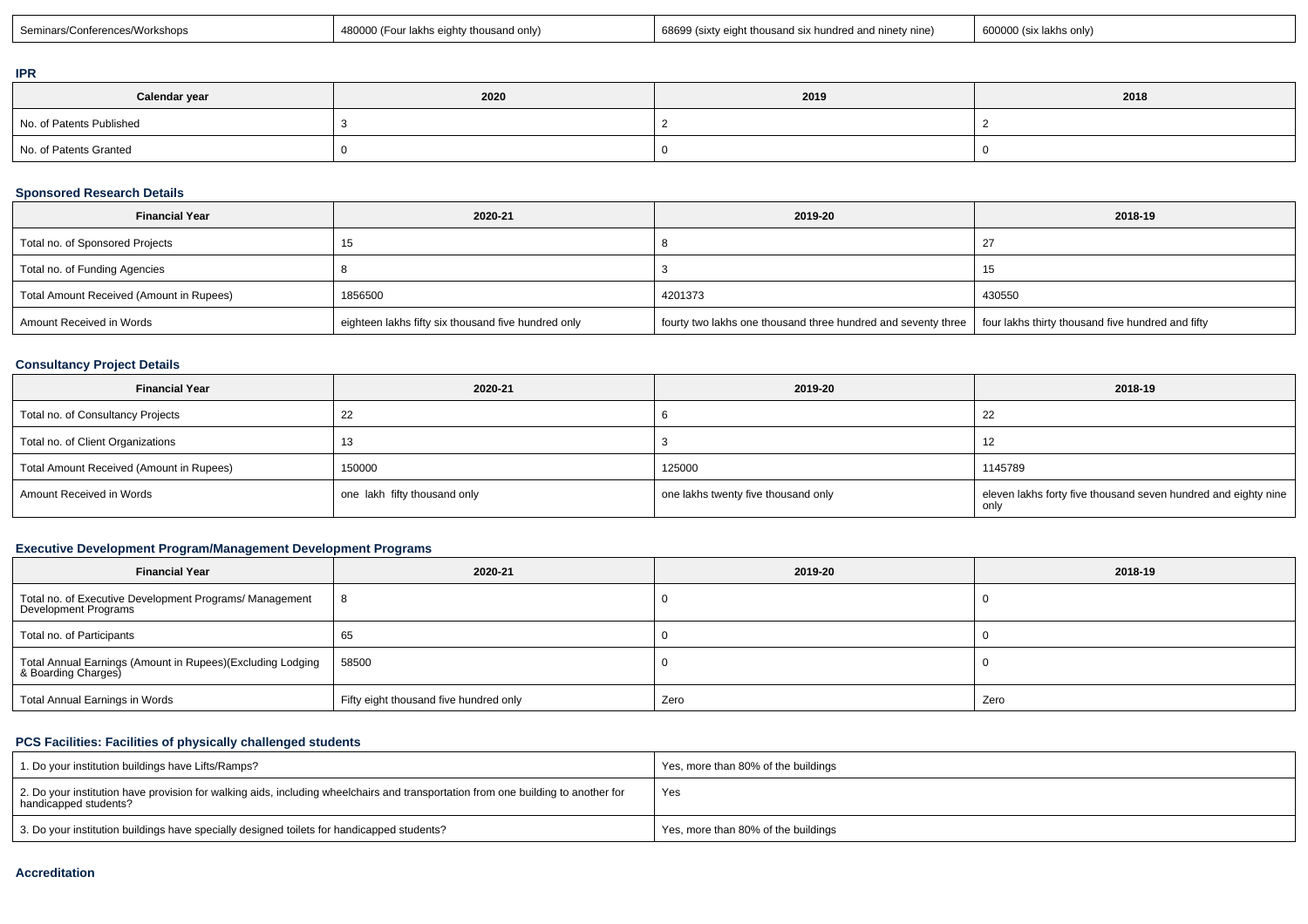| Seminars/Conferences/Workshops | 480000 (Four lakhs eighty thousand only) | 68699 (sixty eight thousand six hundred and ninety nine) | 600000 (six lakhs only) |
|---|---|---|---|

### IPR

| Calendar year | 2020 | 2019 | 2018 |
|---|---|---|---|
| No. of Patents Published | 3 | 2 | 2 |
| No. of Patents Granted | 0 | 0 | 0 |

### Sponsored Research Details

| Financial Year | 2020-21 | 2019-20 | 2018-19 |
|---|---|---|---|
| Total no. of Sponsored Projects | 15 | 8 | 27 |
| Total no. of Funding Agencies | 8 | 3 | 15 |
| Total Amount Received (Amount in Rupees) | 1856500 | 4201373 | 430550 |
| Amount Received in Words | eighteen lakhs fifty six thousand five hundred only | fourty two lakhs one thousand three hundred and seventy three | four lakhs thirty thousand five hundred and fifty |

### Consultancy Project Details

| Financial Year | 2020-21 | 2019-20 | 2018-19 |
|---|---|---|---|
| Total no. of Consultancy Projects | 22 | 6 | 22 |
| Total no. of Client Organizations | 13 | 3 | 12 |
| Total Amount Received (Amount in Rupees) | 150000 | 125000 | 1145789 |
| Amount Received in Words | one lakh fifty thousand only | one lakhs twenty five thousand only | eleven lakhs forty five thousand seven hundred and eighty nine only |

### Executive Development Program/Management Development Programs

| Financial Year | 2020-21 | 2019-20 | 2018-19 |
|---|---|---|---|
| Total no. of Executive Development Programs/ Management Development Programs | 8 | 0 | 0 |
| Total no. of Participants | 65 | 0 | 0 |
| Total Annual Earnings (Amount in Rupees)(Excluding Lodging & Boarding Charges) | 58500 | 0 | 0 |
| Total Annual Earnings in Words | Fifty eight thousand five hundred only | Zero | Zero |

### PCS Facilities: Facilities of physically challenged students

| | |
|---|---|
| 1. Do your institution buildings have Lifts/Ramps? | Yes, more than 80% of the buildings |
| 2. Do your institution have provision for walking aids, including wheelchairs and transportation from one building to another for handicapped students? | Yes |
| 3. Do your institution buildings have specially designed toilets for handicapped students? | Yes, more than 80% of the buildings |

### Accreditation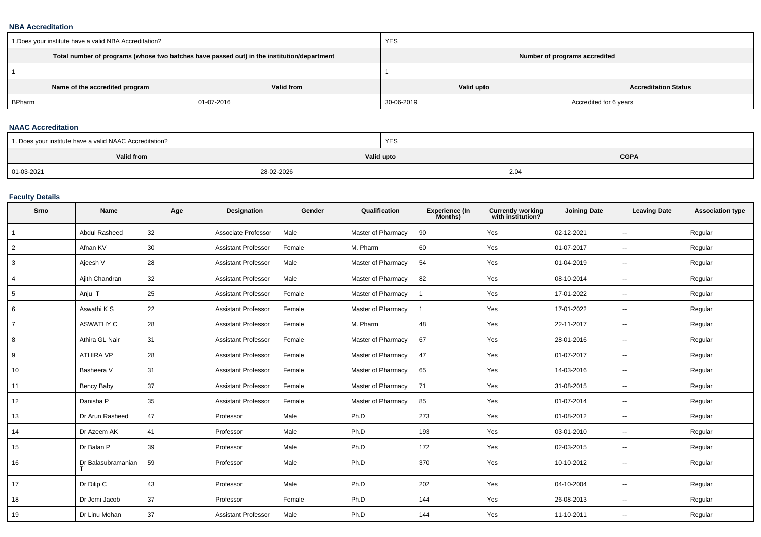### NBA Accreditation

| 1.Does your institute have a valid NBA Accreditation? | | YES | |
|---|---|---|---|
| Total number of programs (whose two batches have passed out) in the institution/department | | Number of programs accredited | |
| 1 | | 1 | |
| **Name of the accredited program** | **Valid from** | **Valid upto** | **Accreditation Status** |
| BPharm | 01-07-2016 | 30-06-2019 | Accredited for 6 years |

### NAAC Accreditation

| 1. Does your institute have a valid NAAC Accreditation? | YES | |
|---|---|---|
| **Valid from** | **Valid upto** | **CGPA** |
| 01-03-2021 | 28-02-2026 | 2.04 |

### Faculty Details

| Srno | Name | Age | Designation | Gender | Qualification | Experience (In Months) | Currently working with institution? | Joining Date | Leaving Date | Association type |
|---|---|---|---|---|---|---|---|---|---|---|
| 1 | Abdul Rasheed | 32 | Associate Professor | Male | Master of Pharmacy | 90 | Yes | 02-12-2021 | -- | Regular |
| 2 | Afnan KV | 30 | Assistant Professor | Female | M. Pharm | 60 | Yes | 01-07-2017 | -- | Regular |
| 3 | Ajeesh V | 28 | Assistant Professor | Male | Master of Pharmacy | 54 | Yes | 01-04-2019 | -- | Regular |
| 4 | Ajith Chandran | 32 | Assistant Professor | Male | Master of Pharmacy | 82 | Yes | 08-10-2014 | -- | Regular |
| 5 | Anju T | 25 | Assistant Professor | Female | Master of Pharmacy | 1 | Yes | 17-01-2022 | -- | Regular |
| 6 | Aswathi K S | 22 | Assistant Professor | Female | Master of Pharmacy | 1 | Yes | 17-01-2022 | -- | Regular |
| 7 | ASWATHY C | 28 | Assistant Professor | Female | M. Pharm | 48 | Yes | 22-11-2017 | -- | Regular |
| 8 | Athira GL Nair | 31 | Assistant Professor | Female | Master of Pharmacy | 67 | Yes | 28-01-2016 | -- | Regular |
| 9 | ATHIRA VP | 28 | Assistant Professor | Female | Master of Pharmacy | 47 | Yes | 01-07-2017 | -- | Regular |
| 10 | Basheera V | 31 | Assistant Professor | Female | Master of Pharmacy | 65 | Yes | 14-03-2016 | -- | Regular |
| 11 | Bency Baby | 37 | Assistant Professor | Female | Master of Pharmacy | 71 | Yes | 31-08-2015 | -- | Regular |
| 12 | Danisha P | 35 | Assistant Professor | Female | Master of Pharmacy | 85 | Yes | 01-07-2014 | -- | Regular |
| 13 | Dr Arun Rasheed | 47 | Professor | Male | Ph.D | 273 | Yes | 01-08-2012 | -- | Regular |
| 14 | Dr Azeem AK | 41 | Professor | Male | Ph.D | 193 | Yes | 03-01-2010 | -- | Regular |
| 15 | Dr Balan P | 39 | Professor | Male | Ph.D | 172 | Yes | 02-03-2015 | -- | Regular |
| 16 | Dr Balasubramanian T | 59 | Professor | Male | Ph.D | 370 | Yes | 10-10-2012 | -- | Regular |
| 17 | Dr Dilip C | 43 | Professor | Male | Ph.D | 202 | Yes | 04-10-2004 | -- | Regular |
| 18 | Dr Jemi Jacob | 37 | Professor | Female | Ph.D | 144 | Yes | 26-08-2013 | -- | Regular |
| 19 | Dr Linu Mohan | 37 | Assistant Professor | Male | Ph.D | 144 | Yes | 11-10-2011 | -- | Regular |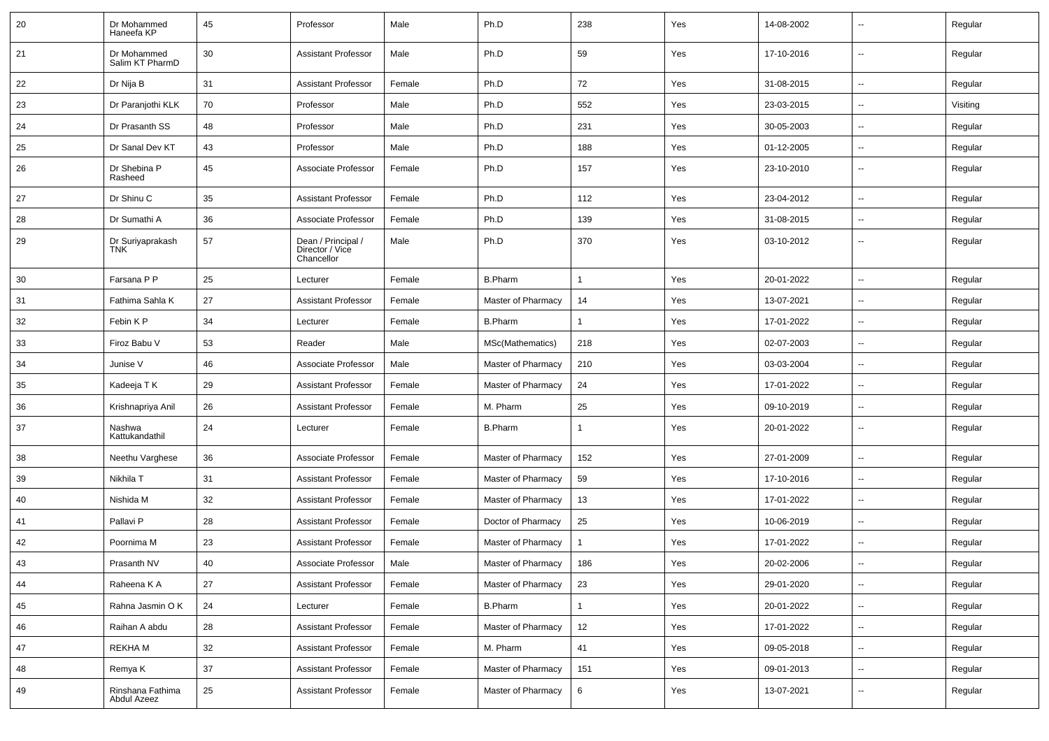| 20 | Dr Mohammed Haneefa KP | 45 | Professor | Male | Ph.D | 238 | Yes | 14-08-2002 | -- | Regular |
|---|---|---|---|---|---|---|---|---|---|---|
| 21 | Dr Mohammed Salim KT PharmD | 30 | Assistant Professor | Male | Ph.D | 59 | Yes | 17-10-2016 | -- | Regular |
| 22 | Dr Nija B | 31 | Assistant Professor | Female | Ph.D | 72 | Yes | 31-08-2015 | -- | Regular |
| 23 | Dr Paranjothi KLK | 70 | Professor | Male | Ph.D | 552 | Yes | 23-03-2015 | -- | Visiting |
| 24 | Dr Prasanth SS | 48 | Professor | Male | Ph.D | 231 | Yes | 30-05-2003 | -- | Regular |
| 25 | Dr Sanal Dev KT | 43 | Professor | Male | Ph.D | 188 | Yes | 01-12-2005 | -- | Regular |
| 26 | Dr Shebina P Rasheed | 45 | Associate Professor | Female | Ph.D | 157 | Yes | 23-10-2010 | -- | Regular |
| 27 | Dr Shinu C | 35 | Assistant Professor | Female | Ph.D | 112 | Yes | 23-04-2012 | -- | Regular |
| 28 | Dr Sumathi A | 36 | Associate Professor | Female | Ph.D | 139 | Yes | 31-08-2015 | -- | Regular |
| 29 | Dr Suriyaprakash TNK | 57 | Dean / Principal / Director / Vice Chancellor | Male | Ph.D | 370 | Yes | 03-10-2012 | -- | Regular |
| 30 | Farsana P P | 25 | Lecturer | Female | B.Pharm | 1 | Yes | 20-01-2022 | -- | Regular |
| 31 | Fathima Sahla K | 27 | Assistant Professor | Female | Master of Pharmacy | 14 | Yes | 13-07-2021 | -- | Regular |
| 32 | Febin K P | 34 | Lecturer | Female | B.Pharm | 1 | Yes | 17-01-2022 | -- | Regular |
| 33 | Firoz Babu V | 53 | Reader | Male | MSc(Mathematics) | 218 | Yes | 02-07-2003 | -- | Regular |
| 34 | Junise V | 46 | Associate Professor | Male | Master of Pharmacy | 210 | Yes | 03-03-2004 | -- | Regular |
| 35 | Kadeeja T K | 29 | Assistant Professor | Female | Master of Pharmacy | 24 | Yes | 17-01-2022 | -- | Regular |
| 36 | Krishnapriya Anil | 26 | Assistant Professor | Female | M. Pharm | 25 | Yes | 09-10-2019 | -- | Regular |
| 37 | Nashwa Kattukandathil | 24 | Lecturer | Female | B.Pharm | 1 | Yes | 20-01-2022 | -- | Regular |
| 38 | Neethu Varghese | 36 | Associate Professor | Female | Master of Pharmacy | 152 | Yes | 27-01-2009 | -- | Regular |
| 39 | Nikhila T | 31 | Assistant Professor | Female | Master of Pharmacy | 59 | Yes | 17-10-2016 | -- | Regular |
| 40 | Nishida M | 32 | Assistant Professor | Female | Master of Pharmacy | 13 | Yes | 17-01-2022 | -- | Regular |
| 41 | Pallavi P | 28 | Assistant Professor | Female | Doctor of Pharmacy | 25 | Yes | 10-06-2019 | -- | Regular |
| 42 | Poornima M | 23 | Assistant Professor | Female | Master of Pharmacy | 1 | Yes | 17-01-2022 | -- | Regular |
| 43 | Prasanth NV | 40 | Associate Professor | Male | Master of Pharmacy | 186 | Yes | 20-02-2006 | -- | Regular |
| 44 | Raheena K A | 27 | Assistant Professor | Female | Master of Pharmacy | 23 | Yes | 29-01-2020 | -- | Regular |
| 45 | Rahna Jasmin O K | 24 | Lecturer | Female | B.Pharm | 1 | Yes | 20-01-2022 | -- | Regular |
| 46 | Raihan A abdu | 28 | Assistant Professor | Female | Master of Pharmacy | 12 | Yes | 17-01-2022 | -- | Regular |
| 47 | REKHA M | 32 | Assistant Professor | Female | M. Pharm | 41 | Yes | 09-05-2018 | -- | Regular |
| 48 | Remya K | 37 | Assistant Professor | Female | Master of Pharmacy | 151 | Yes | 09-01-2013 | -- | Regular |
| 49 | Rinshana Fathima Abdul Azeez | 25 | Assistant Professor | Female | Master of Pharmacy | 6 | Yes | 13-07-2021 | -- | Regular |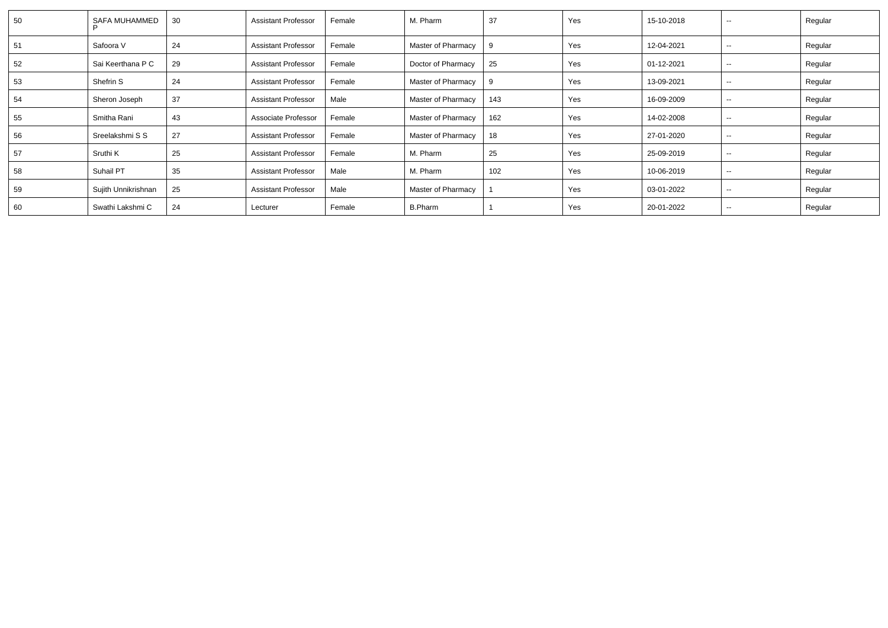| | | | | | | | | | | |
|---|---|---|---|---|---|---|---|---|---|---|
| 50 | SAFA MUHAMMED P | 30 | Assistant Professor | Female | M. Pharm | 37 | Yes | 15-10-2018 | -- | Regular |
| 51 | Safoora V | 24 | Assistant Professor | Female | Master of Pharmacy | 9 | Yes | 12-04-2021 | -- | Regular |
| 52 | Sai Keerthana P C | 29 | Assistant Professor | Female | Doctor of Pharmacy | 25 | Yes | 01-12-2021 | -- | Regular |
| 53 | Shefrin S | 24 | Assistant Professor | Female | Master of Pharmacy | 9 | Yes | 13-09-2021 | -- | Regular |
| 54 | Sheron Joseph | 37 | Assistant Professor | Male | Master of Pharmacy | 143 | Yes | 16-09-2009 | -- | Regular |
| 55 | Smitha Rani | 43 | Associate Professor | Female | Master of Pharmacy | 162 | Yes | 14-02-2008 | -- | Regular |
| 56 | Sreelakshmi S S | 27 | Assistant Professor | Female | Master of Pharmacy | 18 | Yes | 27-01-2020 | -- | Regular |
| 57 | Sruthi K | 25 | Assistant Professor | Female | M. Pharm | 25 | Yes | 25-09-2019 | -- | Regular |
| 58 | Suhail PT | 35 | Assistant Professor | Male | M. Pharm | 102 | Yes | 10-06-2019 | -- | Regular |
| 59 | Sujith Unnikrishnan | 25 | Assistant Professor | Male | Master of Pharmacy | 1 | Yes | 03-01-2022 | -- | Regular |
| 60 | Swathi Lakshmi C | 24 | Lecturer | Female | B.Pharm | 1 | Yes | 20-01-2022 | -- | Regular |